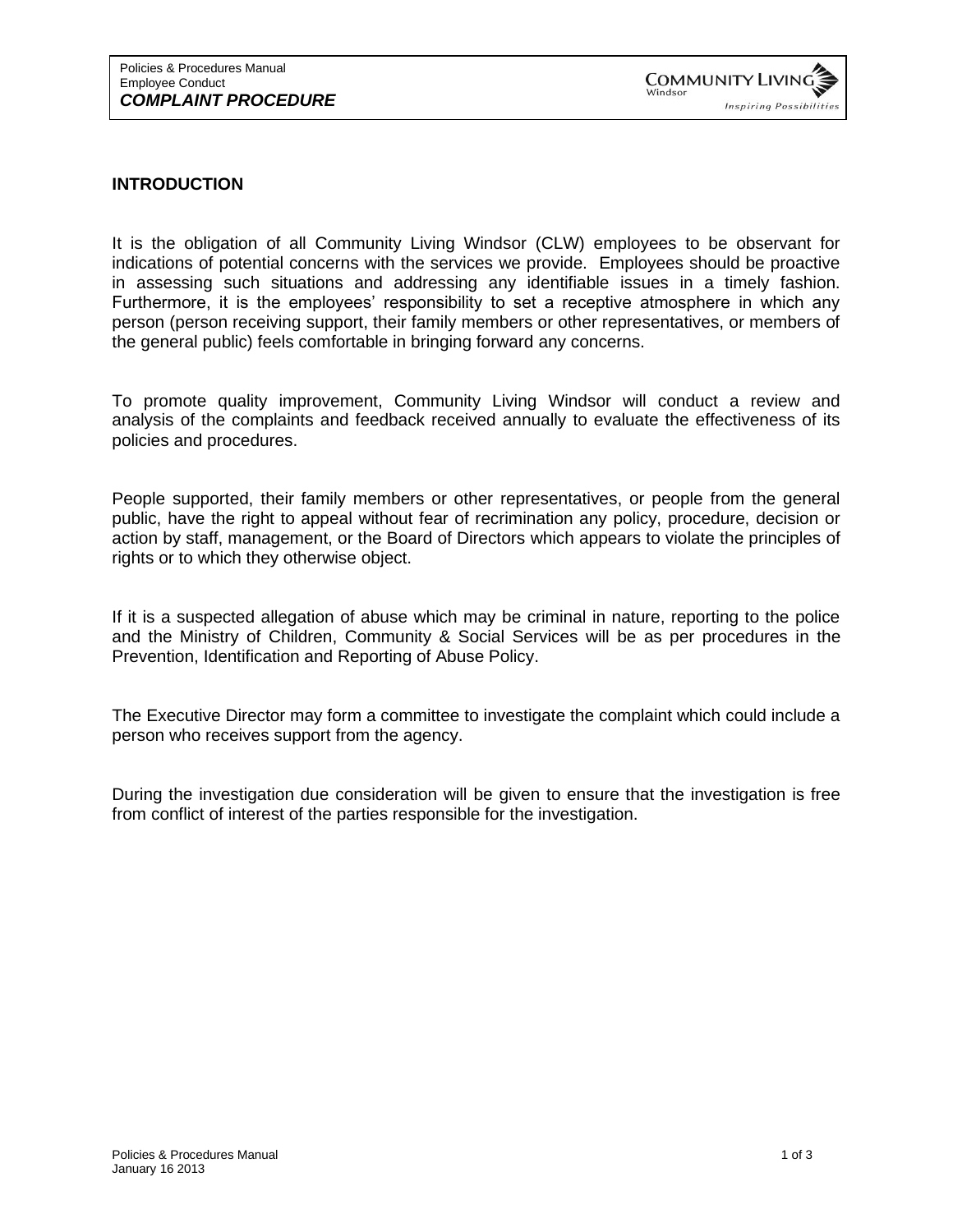## INTRODUCTION

It is the obligation of all Community Living Windsor (CLW) employees to be observant for indications of potential concerns with the services we provide. Employees should be proactive in assessing such situations and addressing any identifiable issues in a timely fashion. Furthermore, it is the employees' responsibility to set a receptive atmosphere in which any person (person receiving support, their family members or other representatives, or members of the general public) feels comfortable in bringing forward any concerns.

To promote quality improvement, Community Living Windsor will conduct a review and analysis of the complaints and feedback received annually to evaluate the effectiveness of its policies and procedures.

People supported, their family members or other representatives, or people from the general public, have the right to appeal without fear of recrimination any policy, procedure, decision or action by staff, management, or the Board of Directors which appears to violate the principles of rights or to which they otherwise object.

If it is a suspected allegation of abuse which may be criminal in nature, reporting to the police and the Ministry of Children, Community & Social Services will be as per procedures in the Prevention, Identification and Reporting of Abuse Policy.

The Executive Director may form a committee to investigate the complaint which could include a person who receives support from the agency.

During the investigation due consideration will be given to ensure that the investigation is free from conflict of interest of the parties responsible for the investigation.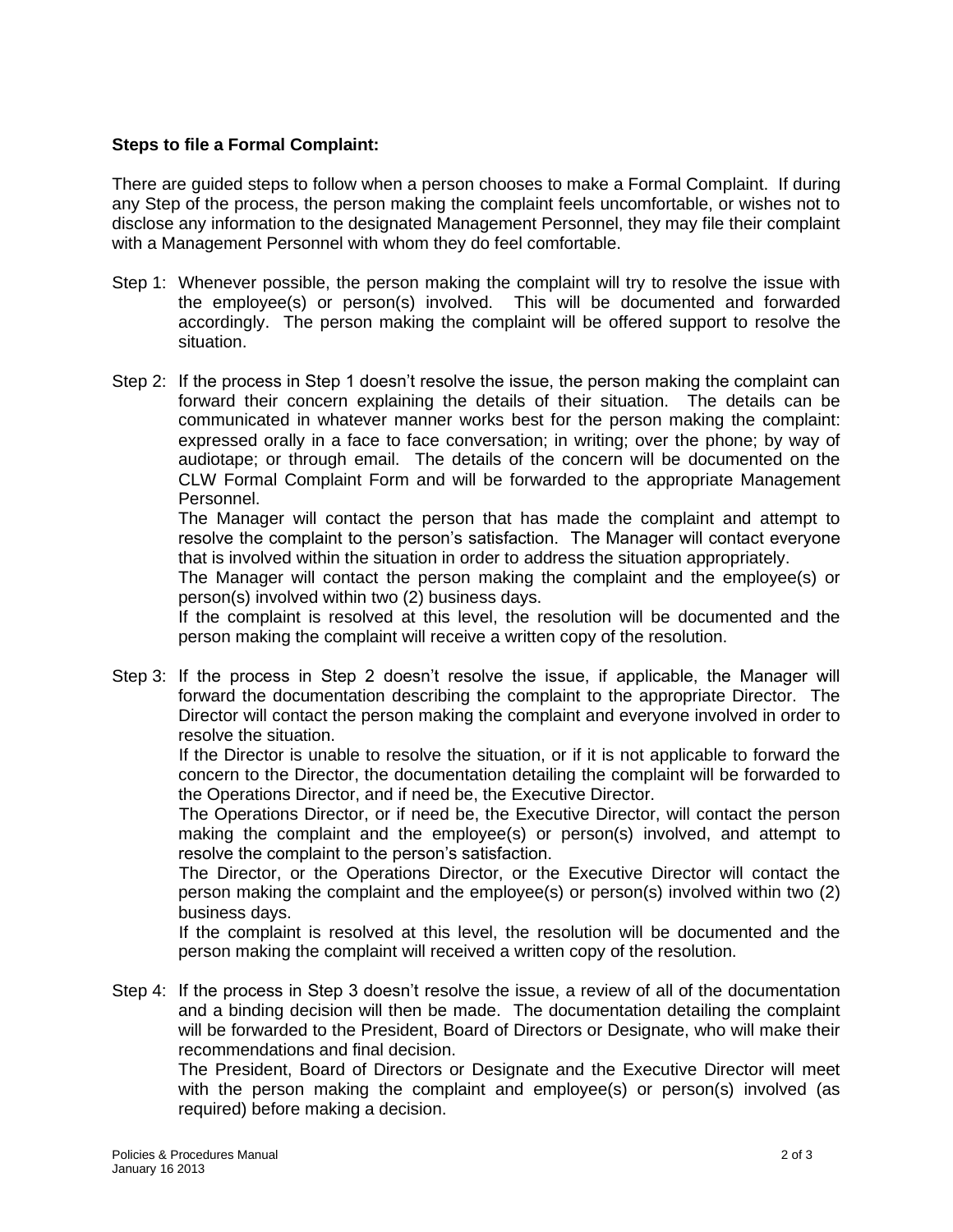**Steps to file a Formal Complaint:**

There are guided steps to follow when a person chooses to make a Formal Complaint. If during any Step of the process, the person making the complaint feels uncomfortable, or wishes not to disclose any information to the designated Management Personnel, they may file their complaint with a Management Personnel with whom they do feel comfortable.

Step 1: Whenever possible, the person making the complaint will try to resolve the issue with the employee(s) or person(s) involved. This will be documented and forwarded accordingly. The person making the complaint will be offered support to resolve the situation.

Step 2: If the process in Step 1 doesn't resolve the issue, the person making the complaint can forward their concern explaining the details of their situation. The details can be communicated in whatever manner works best for the person making the complaint: expressed orally in a face to face conversation; in writing; over the phone; by way of audiotape; or through email. The details of the concern will be documented on the CLW Formal Complaint Form and will be forwarded to the appropriate Management Personnel.

The Manager will contact the person that has made the complaint and attempt to resolve the complaint to the person's satisfaction. The Manager will contact everyone that is involved within the situation in order to address the situation appropriately.

The Manager will contact the person making the complaint and the employee(s) or person(s) involved within two (2) business days.

If the complaint is resolved at this level, the resolution will be documented and the person making the complaint will receive a written copy of the resolution.

Step 3: If the process in Step 2 doesn't resolve the issue, if applicable, the Manager will forward the documentation describing the complaint to the appropriate Director. The Director will contact the person making the complaint and everyone involved in order to resolve the situation.

If the Director is unable to resolve the situation, or if it is not applicable to forward the concern to the Director, the documentation detailing the complaint will be forwarded to the Operations Director, and if need be, the Executive Director.

The Operations Director, or if need be, the Executive Director, will contact the person making the complaint and the employee(s) or person(s) involved, and attempt to resolve the complaint to the person's satisfaction.

The Director, or the Operations Director, or the Executive Director will contact the person making the complaint and the employee(s) or person(s) involved within two (2) business days.

If the complaint is resolved at this level, the resolution will be documented and the person making the complaint will received a written copy of the resolution.

Step 4: If the process in Step 3 doesn't resolve the issue, a review of all of the documentation and a binding decision will then be made. The documentation detailing the complaint will be forwarded to the President, Board of Directors or Designate, who will make their recommendations and final decision.

The President, Board of Directors or Designate and the Executive Director will meet with the person making the complaint and employee(s) or person(s) involved (as required) before making a decision.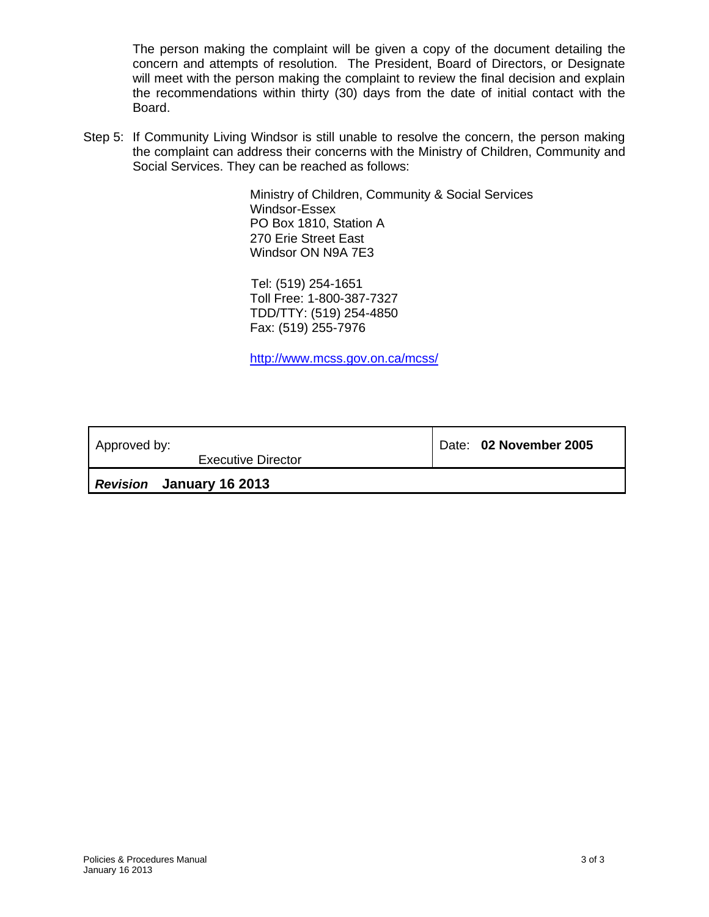The person making the complaint will be given a copy of the document detailing the concern and attempts of resolution. The President, Board of Directors, or Designate will meet with the person making the complaint to review the final decision and explain the recommendations within thirty (30) days from the date of initial contact with the Board.

Step 5: If Community Living Windsor is still unable to resolve the concern, the person making the complaint can address their concerns with the Ministry of Children, Community and Social Services. They can be reached as follows:

Ministry of Children, Community & Social Services
Windsor-Essex
PO Box 1810, Station A
270 Erie Street East
Windsor ON N9A 7E3

Tel: (519) 254-1651
Toll Free: 1-800-387-7327
TDD/TTY: (519) 254-4850
Fax: (519) 255-7976

http://www.mcss.gov.on.ca/mcss/

| | |
|---|---|
| Approved by: Executive Director | Date: **02 November 2005** |
| ***Revision*** **January 16 2013** | |

Policies & Procedures Manual
January 16 2013